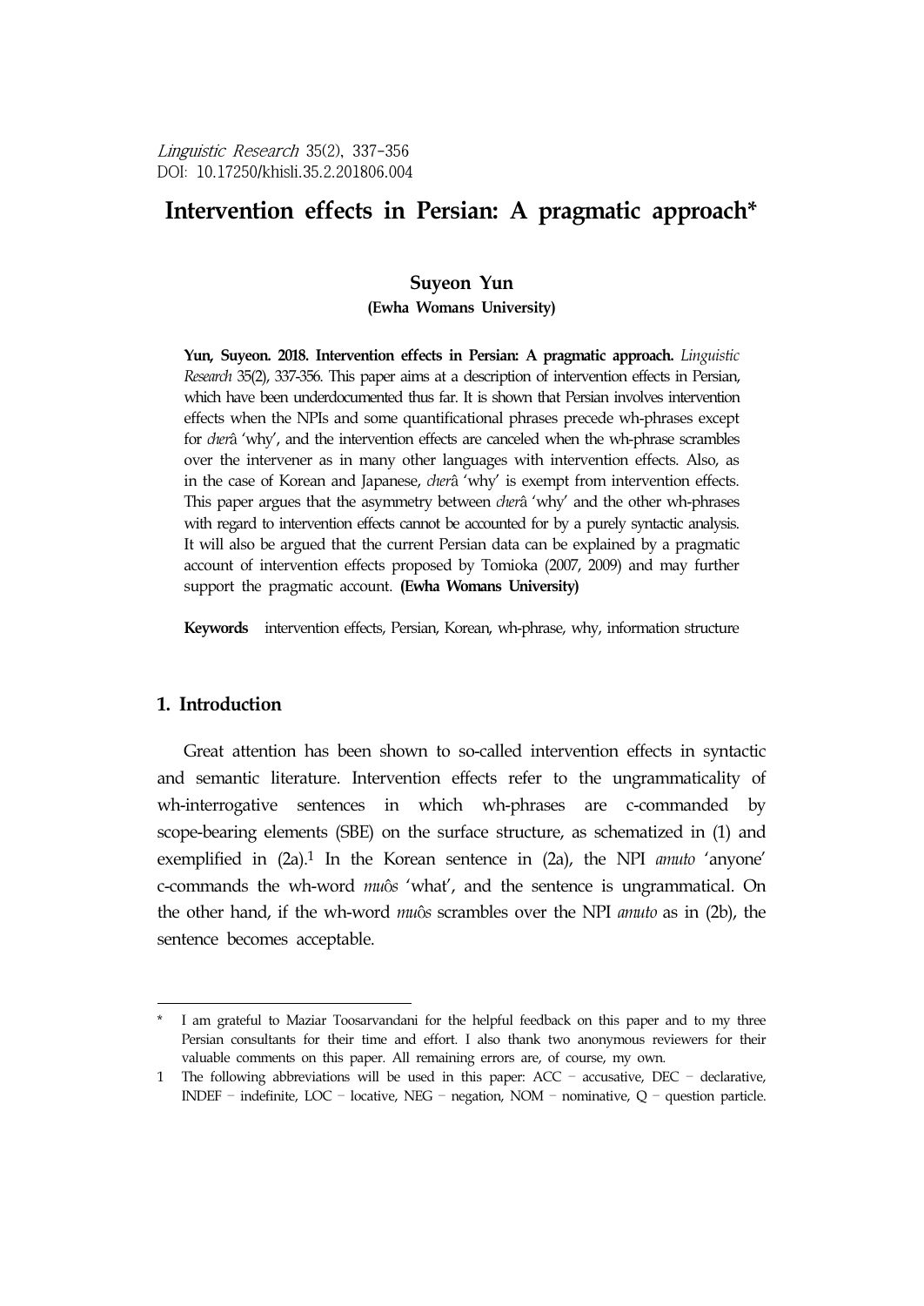Linguistic Research 35(2), 337-356
DOI: 10.17250/khisli.35.2.201806.004

# Intervention effects in Persian: A pragmatic approach*

**Suyeon Yun**
**(Ewha Womans University)**

**Yun, Suyeon. 2018. Intervention effects in Persian: A pragmatic approach.** *Linguistic Research* 35(2), 337-356. This paper aims at a description of intervention effects in Persian, which have been underdocumented thus far. It is shown that Persian involves intervention effects when the NPIs and some quantificational phrases precede wh-phrases except for *cherâ* 'why', and the intervention effects are canceled when the wh-phrase scrambles over the intervener as in many other languages with intervention effects. Also, as in the case of Korean and Japanese, *cherâ* 'why' is exempt from intervention effects. This paper argues that the asymmetry between *cherâ* 'why' and the other wh-phrases with regard to intervention effects cannot be accounted for by a purely syntactic analysis. It will also be argued that the current Persian data can be explained by a pragmatic account of intervention effects proposed by Tomioka (2007, 2009) and may further support the pragmatic account. **(Ewha Womans University)**

**Keywords** intervention effects, Persian, Korean, wh-phrase, why, information structure

## 1. Introduction

Great attention has been shown to so-called intervention effects in syntactic and semantic literature. Intervention effects refer to the ungrammaticality of wh-interrogative sentences in which wh-phrases are c-commanded by scope-bearing elements (SBE) on the surface structure, as schematized in (1) and exemplified in (2a).[1] In the Korean sentence in (2a), the NPI *amuto* 'anyone' c-commands the wh-word *muôs* 'what', and the sentence is ungrammatical. On the other hand, if the wh-word *muôs* scrambles over the NPI *amuto* as in (2b), the sentence becomes acceptable.

---

\* I am grateful to Maziar Toosarvandani for the helpful feedback on this paper and to my three Persian consultants for their time and effort. I also thank two anonymous reviewers for their valuable comments on this paper. All remaining errors are, of course, my own.

1 The following abbreviations will be used in this paper: ACC – accusative, DEC – declarative, INDEF – indefinite, LOC – locative, NEG – negation, NOM – nominative, Q – question particle.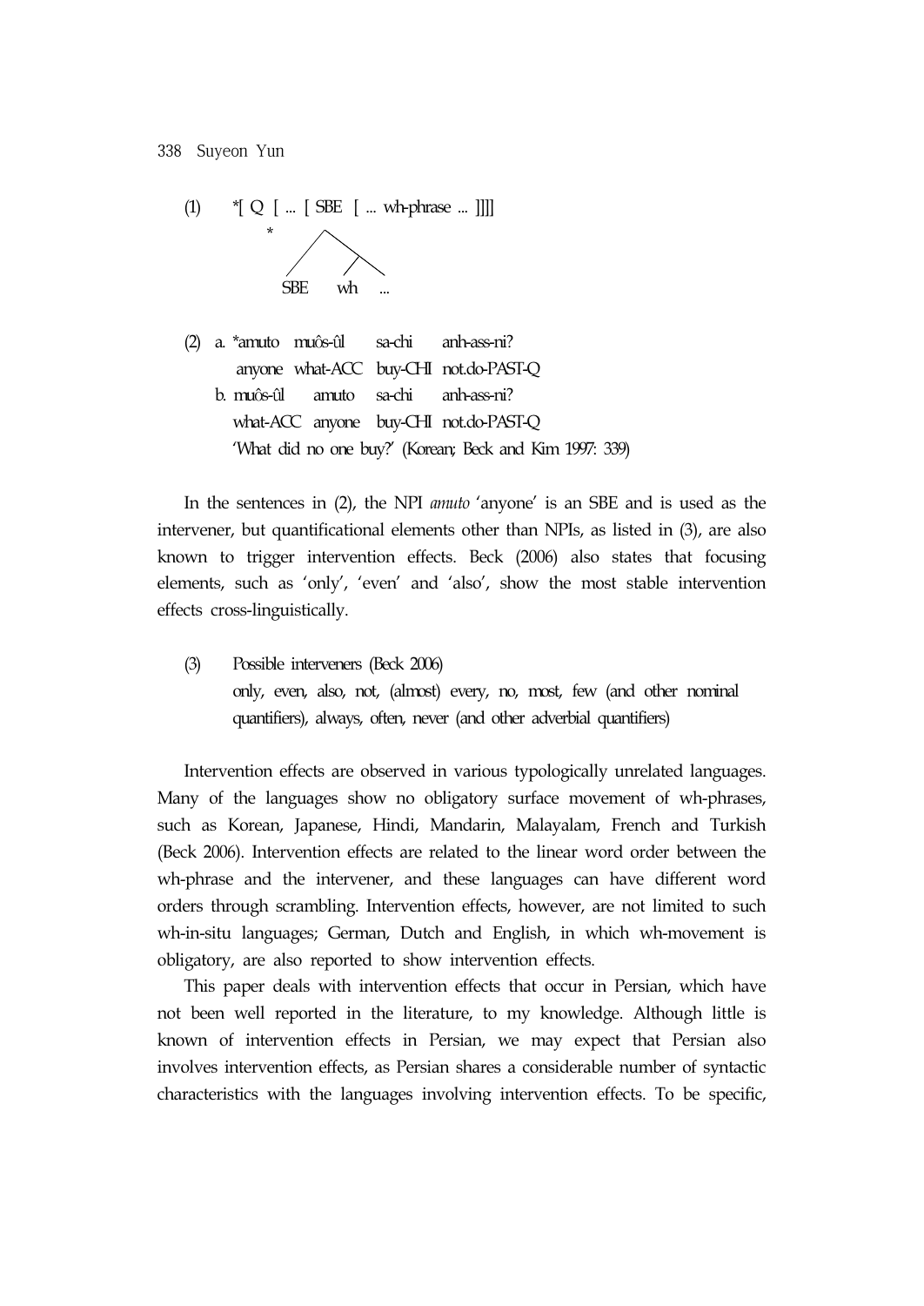(1) *[ Q [ ... [ SBE [ ... wh-phrase ... ]]]]

```
        *
       /\
      /  \
     /   /\
   SBE  wh  ...
```

(2) a. *amuto muôs-ûl sa-chi anh-ass-ni?
  anyone what-ACC buy-CHI not.do-PAST-Q
 b. muôs-ûl amuto sa-chi anh-ass-ni?
  what-ACC anyone buy-CHI not.do-PAST-Q
  'What did no one buy?' (Korean; Beck and Kim 1997: 339)

In the sentences in (2), the NPI *amuto* 'anyone' is an SBE and is used as the intervener, but quantificational elements other than NPIs, as listed in (3), are also known to trigger intervention effects. Beck (2006) also states that focusing elements, such as 'only', 'even' and 'also', show the most stable intervention effects cross-linguistically.

(3) Possible interveners (Beck 2006)
 only, even, also, not, (almost) every, no, most, few (and other nominal quantifiers), always, often, never (and other adverbial quantifiers)

Intervention effects are observed in various typologically unrelated languages. Many of the languages show no obligatory surface movement of wh-phrases, such as Korean, Japanese, Hindi, Mandarin, Malayalam, French and Turkish (Beck 2006). Intervention effects are related to the linear word order between the wh-phrase and the intervener, and these languages can have different word orders through scrambling. Intervention effects, however, are not limited to such wh-in-situ languages; German, Dutch and English, in which wh-movement is obligatory, are also reported to show intervention effects.

This paper deals with intervention effects that occur in Persian, which have not been well reported in the literature, to my knowledge. Although little is known of intervention effects in Persian, we may expect that Persian also involves intervention effects, as Persian shares a considerable number of syntactic characteristics with the languages involving intervention effects. To be specific,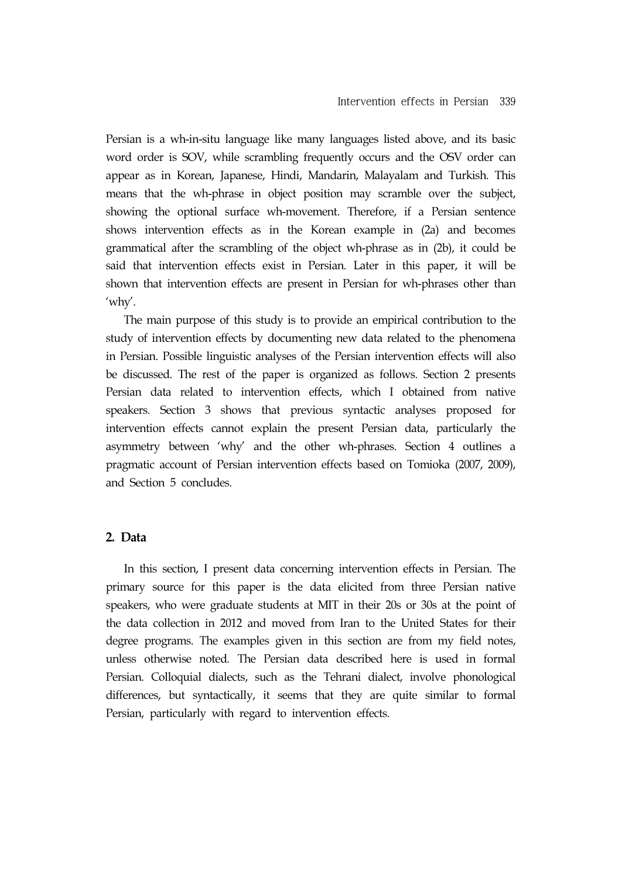Persian is a wh-in-situ language like many languages listed above, and its basic word order is SOV, while scrambling frequently occurs and the OSV order can appear as in Korean, Japanese, Hindi, Mandarin, Malayalam and Turkish. This means that the wh-phrase in object position may scramble over the subject, showing the optional surface wh-movement. Therefore, if a Persian sentence shows intervention effects as in the Korean example in (2a) and becomes grammatical after the scrambling of the object wh-phrase as in (2b), it could be said that intervention effects exist in Persian. Later in this paper, it will be shown that intervention effects are present in Persian for wh-phrases other than 'why'.

The main purpose of this study is to provide an empirical contribution to the study of intervention effects by documenting new data related to the phenomena in Persian. Possible linguistic analyses of the Persian intervention effects will also be discussed. The rest of the paper is organized as follows. Section 2 presents Persian data related to intervention effects, which I obtained from native speakers. Section 3 shows that previous syntactic analyses proposed for intervention effects cannot explain the present Persian data, particularly the asymmetry between 'why' and the other wh-phrases. Section 4 outlines a pragmatic account of Persian intervention effects based on Tomioka (2007, 2009), and Section 5 concludes.

## 2. Data

In this section, I present data concerning intervention effects in Persian. The primary source for this paper is the data elicited from three Persian native speakers, who were graduate students at MIT in their 20s or 30s at the point of the data collection in 2012 and moved from Iran to the United States for their degree programs. The examples given in this section are from my field notes, unless otherwise noted. The Persian data described here is used in formal Persian. Colloquial dialects, such as the Tehrani dialect, involve phonological differences, but syntactically, it seems that they are quite similar to formal Persian, particularly with regard to intervention effects.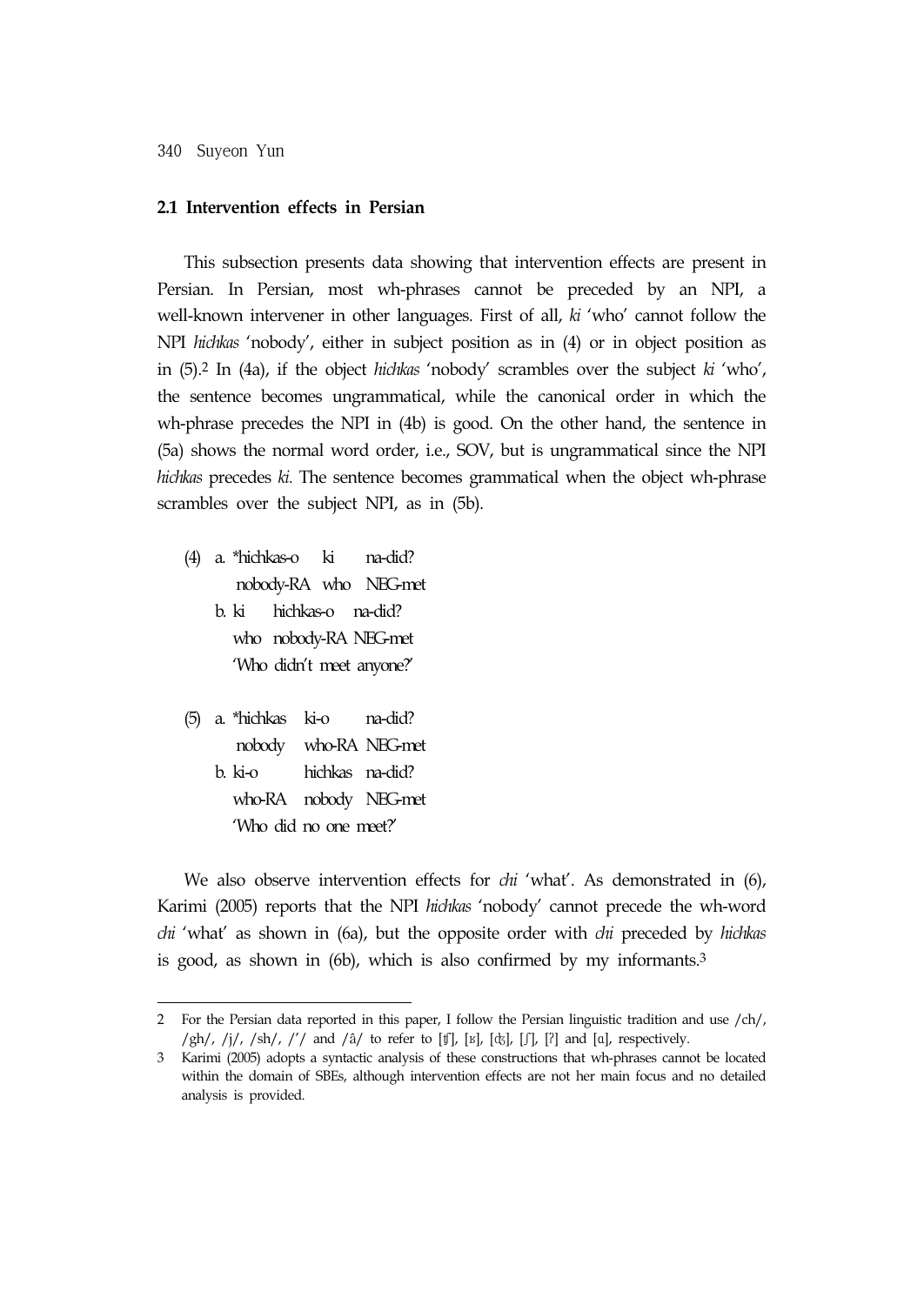### 2.1 Intervention effects in Persian

This subsection presents data showing that intervention effects are present in Persian. In Persian, most wh-phrases cannot be preceded by an NPI, a well-known intervener in other languages. First of all, *ki* 'who' cannot follow the NPI *hichkas* 'nobody', either in subject position as in (4) or in object position as in (5).[2] In (4a), if the object *hichkas* 'nobody' scrambles over the subject *ki* 'who', the sentence becomes ungrammatical, while the canonical order in which the wh-phrase precedes the NPI in (4b) is good. On the other hand, the sentence in (5a) shows the normal word order, i.e., SOV, but is ungrammatical since the NPI *hichkas* precedes *ki*. The sentence becomes grammatical when the object wh-phrase scrambles over the subject NPI, as in (5b).

(4) a. *hichkas-o ki na-did?
  nobody-RA who NEG-met
 b. ki hichkas-o na-did?
  who nobody-RA NEG-met
  'Who didn't meet anyone?'

(5) a. *hichkas ki-o na-did?
  nobody who-RA NEG-met
 b. ki-o hichkas na-did?
  who-RA nobody NEG-met
  'Who did no one meet?'

We also observe intervention effects for *chi* 'what'. As demonstrated in (6), Karimi (2005) reports that the NPI *hichkas* 'nobody' cannot precede the wh-word *chi* 'what' as shown in (6a), but the opposite order with *chi* preceded by *hichkas* is good, as shown in (6b), which is also confirmed by my informants.[3]

---

2 For the Persian data reported in this paper, I follow the Persian linguistic tradition and use /ch/, /gh/, /j/, /sh/, /'/ and /â/ to refer to [ʧ], [ʁ], [ʤ], [ʃ], [ʔ] and [ɑ], respectively.

3 Karimi (2005) adopts a syntactic analysis of these constructions that wh-phrases cannot be located within the domain of SBEs, although intervention effects are not her main focus and no detailed analysis is provided.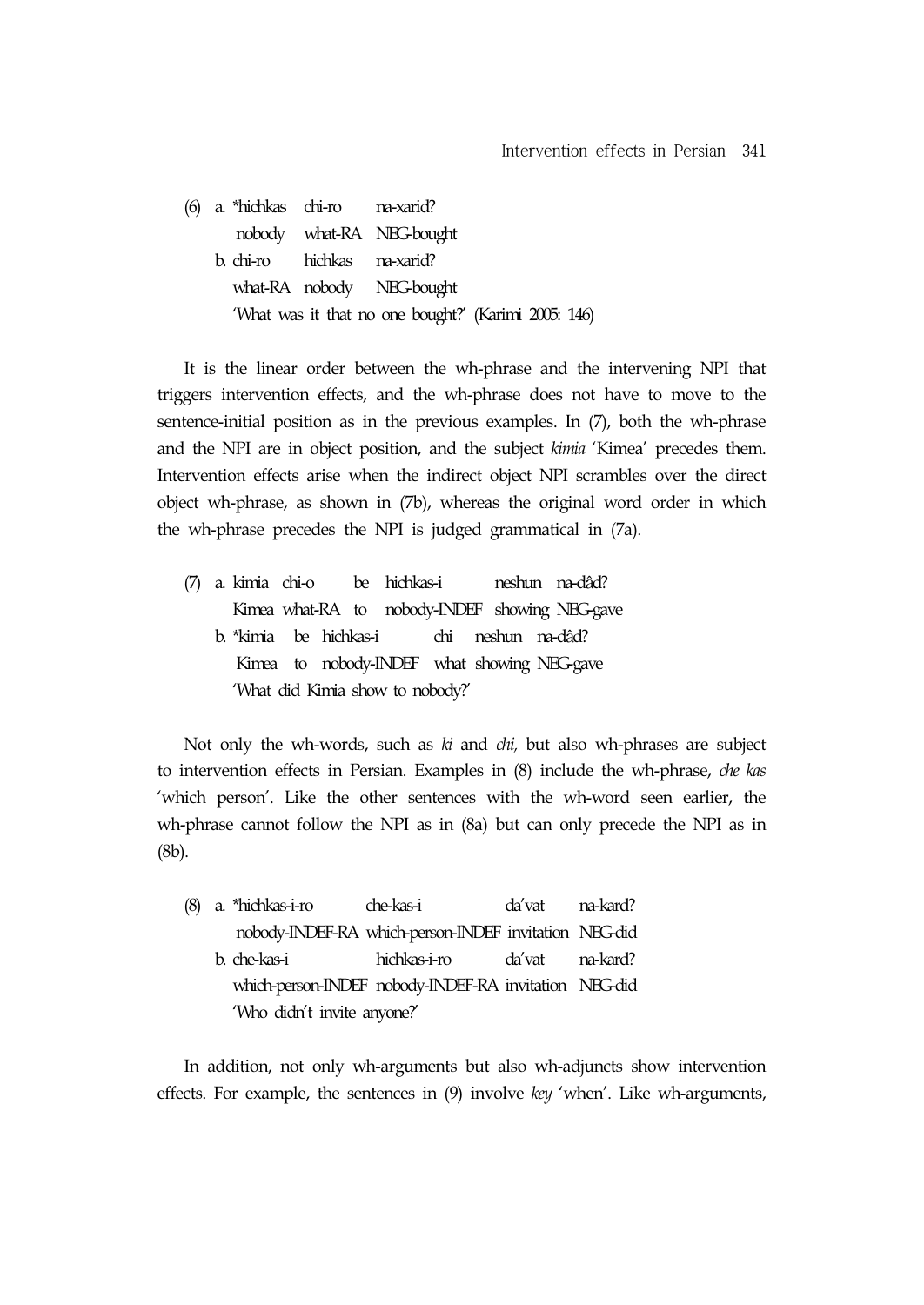(6) a. *hichkas chi-ro na-xarid?
   nobody what-RA NEG-bought
  b. chi-ro hichkas na-xarid?
   what-RA nobody NEG-bought
   'What was it that no one bought?' (Karimi 2005: 146)

It is the linear order between the wh-phrase and the intervening NPI that triggers intervention effects, and the wh-phrase does not have to move to the sentence-initial position as in the previous examples. In (7), both the wh-phrase and the NPI are in object position, and the subject *kimia* 'Kimea' precedes them. Intervention effects arise when the indirect object NPI scrambles over the direct object wh-phrase, as shown in (7b), whereas the original word order in which the wh-phrase precedes the NPI is judged grammatical in (7a).

(7) a. kimia chi-o be hichkas-i neshun na-dâd?
   Kimea what-RA to nobody-INDEF showing NEG-gave
  b. *kimia be hichkas-i chi neshun na-dâd?
   Kimea to nobody-INDEF what showing NEG-gave
   'What did Kimia show to nobody?'

Not only the wh-words, such as *ki* and *chi,* but also wh-phrases are subject to intervention effects in Persian. Examples in (8) include the wh-phrase, *che kas* 'which person'. Like the other sentences with the wh-word seen earlier, the wh-phrase cannot follow the NPI as in (8a) but can only precede the NPI as in (8b).

(8) a. *hichkas-i-ro che-kas-i da'vat na-kard?
   nobody-INDEF-RA which-person-INDEF invitation NEG-did
  b. che-kas-i hichkas-i-ro da'vat na-kard?
   which-person-INDEF nobody-INDEF-RA invitation NEG-did
   'Who didn't invite anyone?'

In addition, not only wh-arguments but also wh-adjuncts show intervention effects. For example, the sentences in (9) involve *key* 'when'. Like wh-arguments,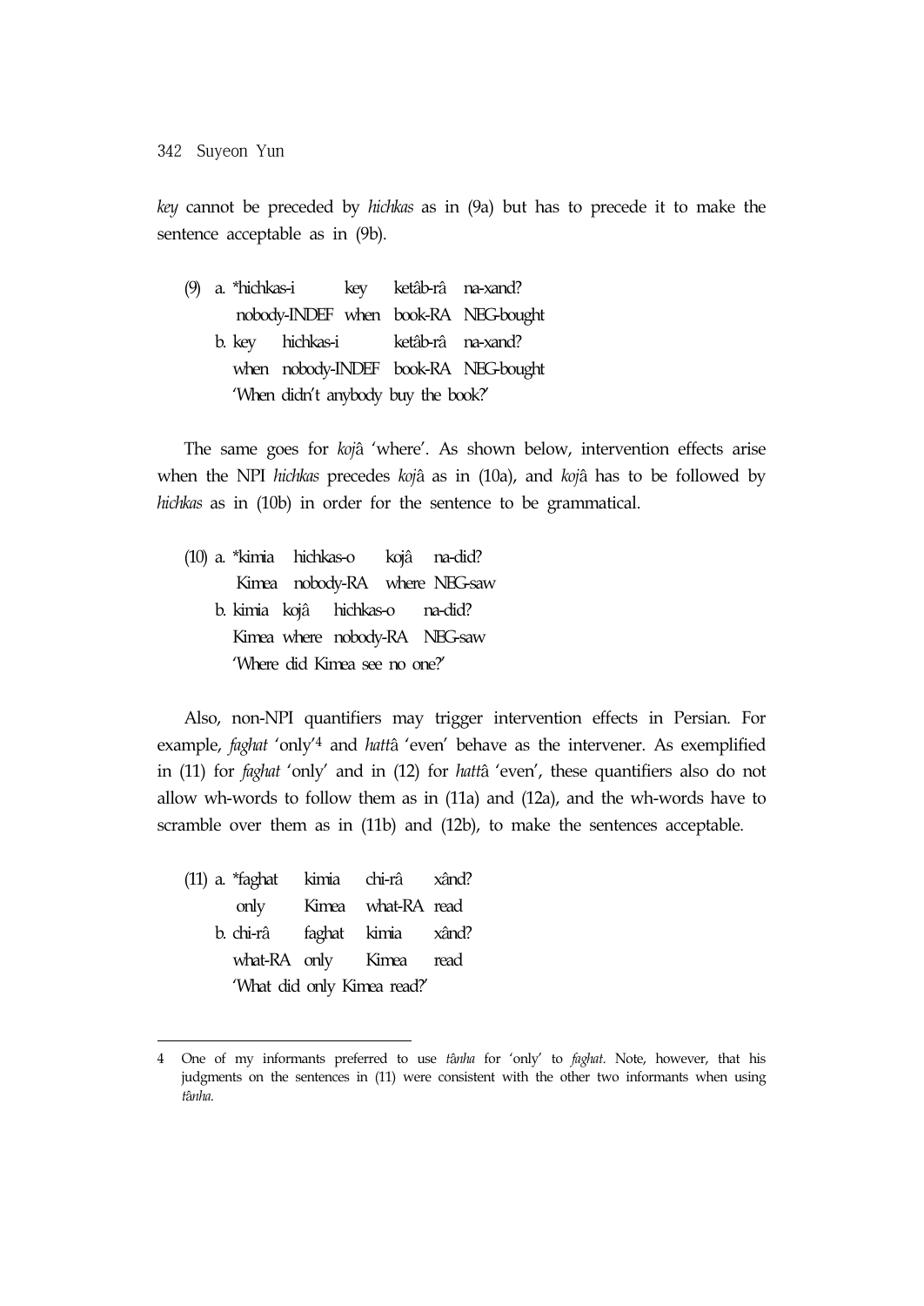*key* cannot be preceded by *hichkas* as in (9a) but has to precede it to make the sentence acceptable as in (9b).

(9) a. *hichkas-i key ketâb-râ na-xand?
   nobody-INDEF when book-RA NEG-bought
  b. key hichkas-i ketâb-râ na-xand?
   when nobody-INDEF book-RA NEG-bought
   'When didn't anybody buy the book?'

The same goes for *koj*â 'where'. As shown below, intervention effects arise when the NPI *hichkas* precedes *koj*â as in (10a), and *koj*â has to be followed by *hichkas* as in (10b) in order for the sentence to be grammatical.

(10) a. *kimia hichkas-o kojâ na-did?
   Kimea nobody-RA where NEG-saw
  b. kimia kojâ hichkas-o na-did?
   Kimea where nobody-RA NEG-saw
   'Where did Kimea see no one?'

Also, non-NPI quantifiers may trigger intervention effects in Persian. For example, *faghat* 'only'[4] and *hatt*â 'even' behave as the intervener. As exemplified in (11) for *faghat* 'only' and in (12) for *hatt*â 'even', these quantifiers also do not allow wh-words to follow them as in (11a) and (12a), and the wh-words have to scramble over them as in (11b) and (12b), to make the sentences acceptable.

(11) a. *faghat kimia chi-râ xând?
   only Kimea what-RA read
  b. chi-râ faghat kimia xând?
   what-RA only Kimea read
   'What did only Kimea read?'

---

4 One of my informants preferred to use *tânha* for 'only' to *faghat*. Note, however, that his judgments on the sentences in (11) were consistent with the other two informants when using *tânha*.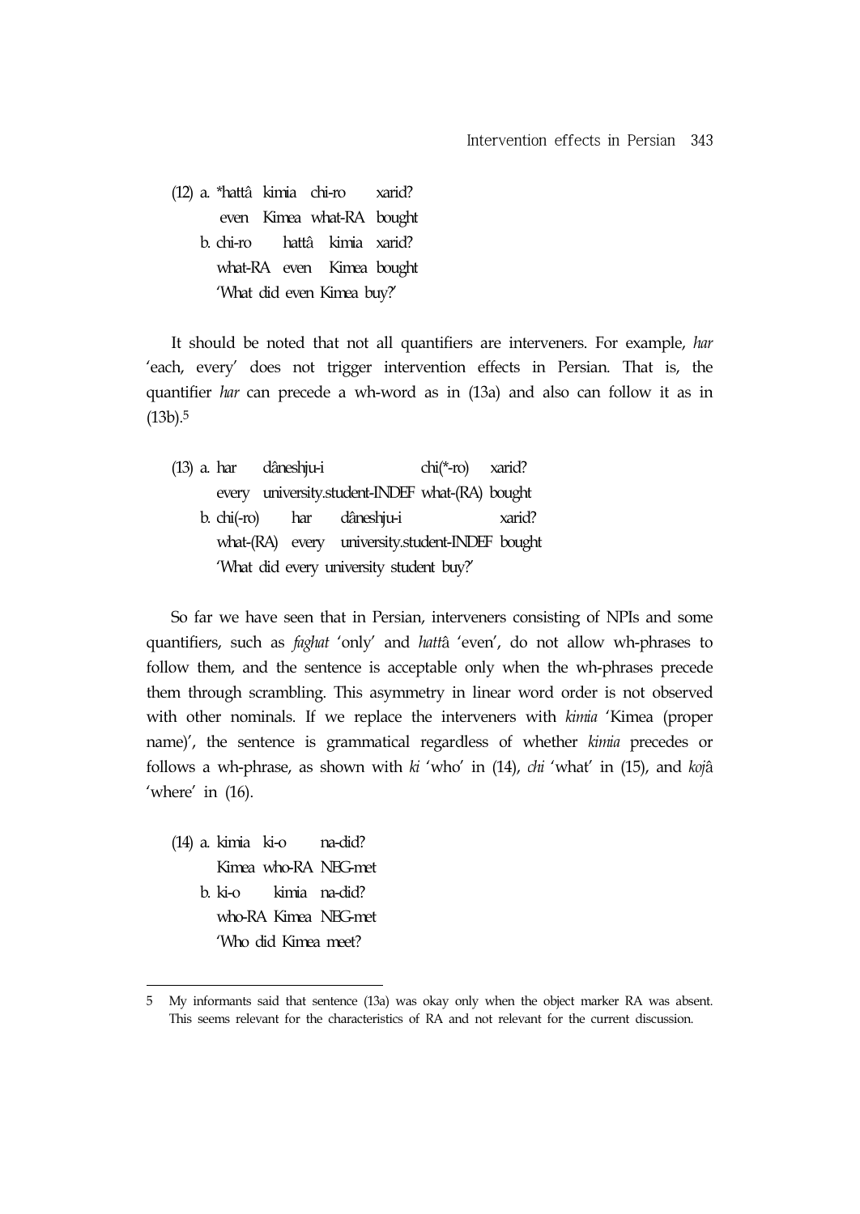(12) a. *hattâ kimia chi-ro xarid?
   even Kimea what-RA bought
 b. chi-ro hattâ kimia xarid?
   what-RA even Kimea bought
   'What did even Kimea buy?'

It should be noted that not all quantifiers are interveners. For example, *har* 'each, every' does not trigger intervention effects in Persian. That is, the quantifier *har* can precede a wh-word as in (13a) and also can follow it as in (13b).[5]

(13) a. har dâneshju-i chi(*-ro) xarid?
   every university.student-INDEF what-(RA) bought
 b. chi(-ro) har dâneshju-i xarid?
   what-(RA) every university.student-INDEF bought
   'What did every university student buy?'

So far we have seen that in Persian, interveners consisting of NPIs and some quantifiers, such as *faghat* 'only' and *hattâ* 'even', do not allow wh-phrases to follow them, and the sentence is acceptable only when the wh-phrases precede them through scrambling. This asymmetry in linear word order is not observed with other nominals. If we replace the interveners with *kimia* 'Kimea (proper name)', the sentence is grammatical regardless of whether *kimia* precedes or follows a wh-phrase, as shown with *ki* 'who' in (14), *chi* 'what' in (15), and *kojâ* 'where' in (16).

(14) a. kimia ki-o na-did?
   Kimea who-RA NEG-met
 b. ki-o kimia na-did?
   who-RA Kimea NEG-met
   'Who did Kimea meet?

---

5 My informants said that sentence (13a) was okay only when the object marker RA was absent. This seems relevant for the characteristics of RA and not relevant for the current discussion.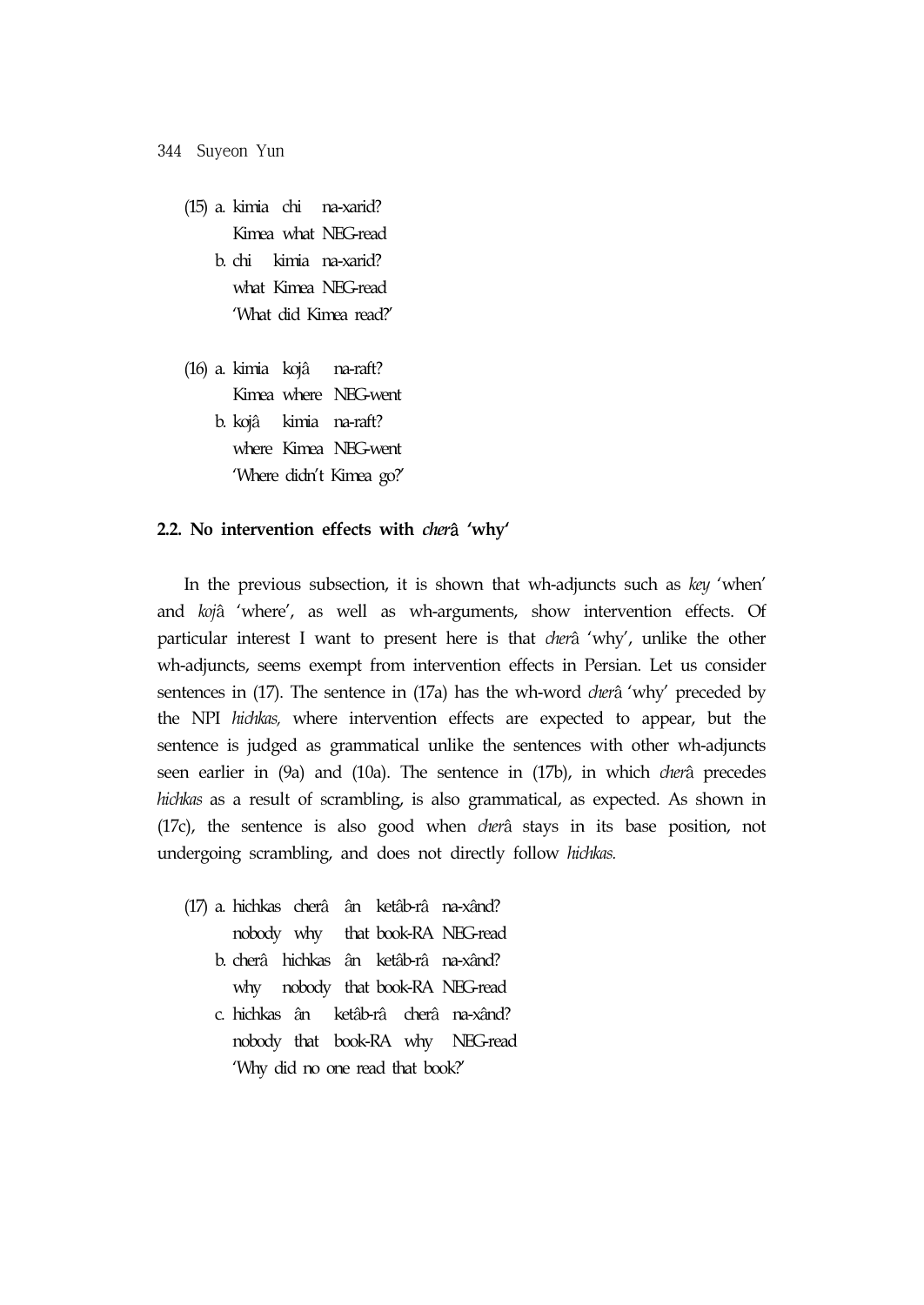(15) a. kimia chi na-xarid?
       Kimea what NEG-read
    b. chi kimia na-xarid?
       what Kimea NEG-read
       'What did Kimea read?'

(16) a. kimia kojâ na-raft?
       Kimea where NEG-went
    b. kojâ kimia na-raft?
       where Kimea NEG-went
       'Where didn't Kimea go?'

### 2.2. No intervention effects with *cherâ* 'why'

In the previous subsection, it is shown that wh-adjuncts such as *key* 'when' and *kojâ* 'where', as well as wh-arguments, show intervention effects. Of particular interest I want to present here is that *cherâ* 'why', unlike the other wh-adjuncts, seems exempt from intervention effects in Persian. Let us consider sentences in (17). The sentence in (17a) has the wh-word *cherâ* 'why' preceded by the NPI *hichkas,* where intervention effects are expected to appear, but the sentence is judged as grammatical unlike the sentences with other wh-adjuncts seen earlier in (9a) and (10a). The sentence in (17b), in which *cherâ* precedes *hichkas* as a result of scrambling, is also grammatical, as expected. As shown in (17c), the sentence is also good when *cherâ* stays in its base position, not undergoing scrambling, and does not directly follow *hichkas.*

(17) a. hichkas cherâ ân ketâb-râ na-xând?
       nobody why that book-RA NEG-read
    b. cherâ hichkas ân ketâb-râ na-xând?
       why nobody that book-RA NEG-read
    c. hichkas ân ketâb-râ cherâ na-xând?
       nobody that book-RA why NEG-read
       'Why did no one read that book?'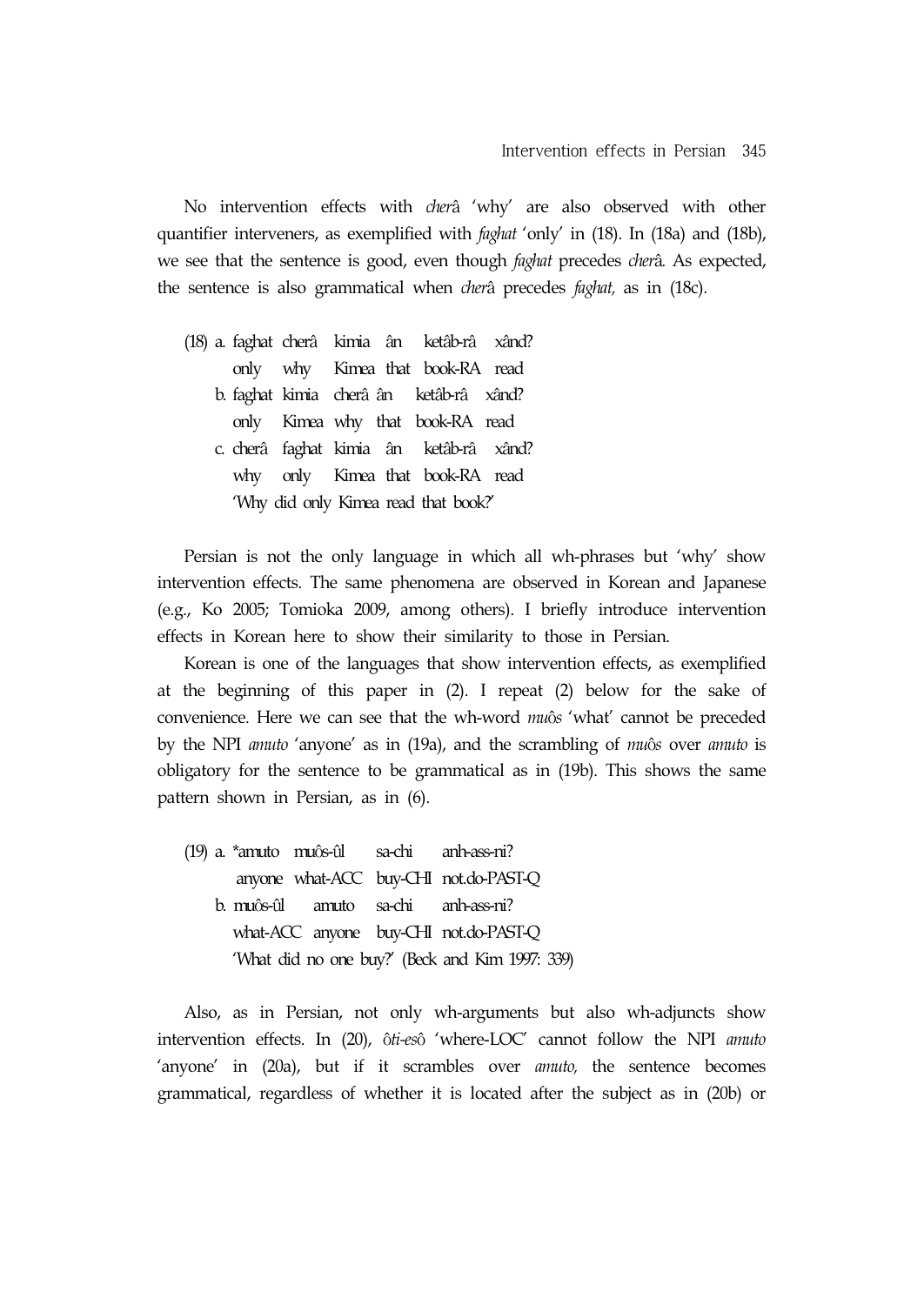No intervention effects with *cherâ* 'why' are also observed with other quantifier interveners, as exemplified with *faghat* 'only' in (18). In (18a) and (18b), we see that the sentence is good, even though *faghat* precedes *cherâ*. As expected, the sentence is also grammatical when *cherâ* precedes *faghat*, as in (18c).

(18) a. faghat cherâ kimia ân ketâb-râ xând?
   only why Kimea that book-RA read
 b. faghat kimia cherâ ân ketâb-râ xând?
   only Kimea why that book-RA read
 c. cherâ faghat kimia ân ketâb-râ xând?
   why only Kimea that book-RA read
   'Why did only Kimea read that book?'

Persian is not the only language in which all wh-phrases but 'why' show intervention effects. The same phenomena are observed in Korean and Japanese (e.g., Ko 2005; Tomioka 2009, among others). I briefly introduce intervention effects in Korean here to show their similarity to those in Persian.

Korean is one of the languages that show intervention effects, as exemplified at the beginning of this paper in (2). I repeat (2) below for the sake of convenience. Here we can see that the wh-word *muôs* 'what' cannot be preceded by the NPI *amuto* 'anyone' as in (19a), and the scrambling of *muôs* over *amuto* is obligatory for the sentence to be grammatical as in (19b). This shows the same pattern shown in Persian, as in (6).

(19) a. *amuto muôs-ûl sa-chi anh-ass-ni?
   anyone what-ACC buy-CHI not.do-PAST-Q
 b. muôs-ûl amuto sa-chi anh-ass-ni?
   what-ACC anyone buy-CHI not.do-PAST-Q
   'What did no one buy?' (Beck and Kim 1997: 339)

Also, as in Persian, not only wh-arguments but also wh-adjuncts show intervention effects. In (20), *ôti-esô* 'where-LOC' cannot follow the NPI *amuto* 'anyone' in (20a), but if it scrambles over *amuto*, the sentence becomes grammatical, regardless of whether it is located after the subject as in (20b) or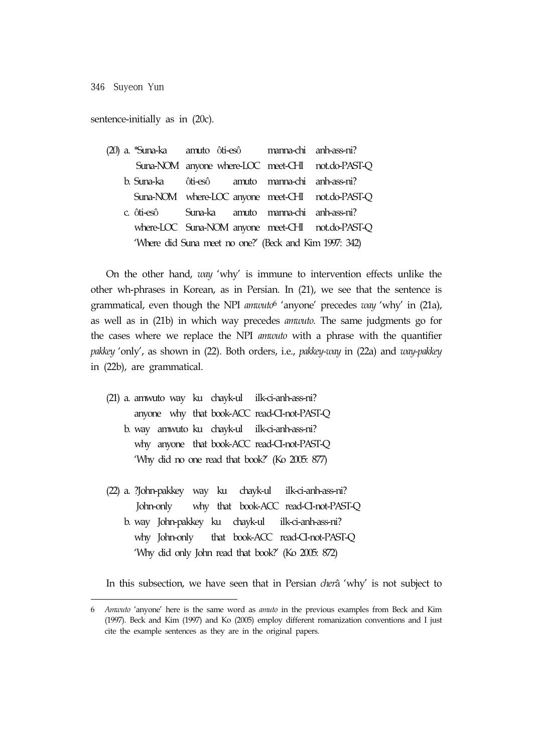sentence-initially as in (20c).

(20) a. *Suna-ka amuto ôti-esô manna-chi anh-ass-ni?
    Suna-NOM anyone where-LOC meet-CHI not.do-PAST-Q
  b. Suna-ka ôti-esô amuto manna-chi anh-ass-ni?
    Suna-NOM where-LOC anyone meet-CHI not.do-PAST-Q
  c. ôti-esô Suna-ka amuto manna-chi anh-ass-ni?
    where-LOC Suna-NOM anyone meet-CHI not.do-PAST-Q
    'Where did Suna meet no one?' (Beck and Kim 1997: 342)

On the other hand, *way* 'why' is immune to intervention effects unlike the other wh-phrases in Korean, as in Persian. In (21), we see that the sentence is grammatical, even though the NPI *amwuto*[6] 'anyone' precedes *way* 'why' in (21a), as well as in (21b) in which way precedes *amwuto*. The same judgments go for the cases where we replace the NPI *amwuto* with a phrase with the quantifier *pakkey* 'only', as shown in (22). Both orders, i.e., *pakkey-way* in (22a) and *way-pakkey* in (22b), are grammatical.

(21) a. amwuto way ku chayk-ul ilk-ci-anh-ass-ni?
    anyone why that book-ACC read-CI-not-PAST-Q
  b. way amwuto ku chayk-ul ilk-ci-anh-ass-ni?
    why anyone that book-ACC read-CI-not-PAST-Q
    'Why did no one read that book?' (Ko 2005: 877)

(22) a. ?John-pakkey way ku chayk-ul ilk-ci-anh-ass-ni?
    John-only why that book-ACC read-CI-not-PAST-Q
  b. way John-pakkey ku chayk-ul ilk-ci-anh-ass-ni?
    why John-only that book-ACC read-CI-not-PAST-Q
    'Why did only John read that book?' (Ko 2005: 872)

In this subsection, we have seen that in Persian *cherâ* 'why' is not subject to

---

6 *Amwuto* 'anyone' here is the same word as *amuto* in the previous examples from Beck and Kim (1997). Beck and Kim (1997) and Ko (2005) employ different romanization conventions and I just cite the example sentences as they are in the original papers.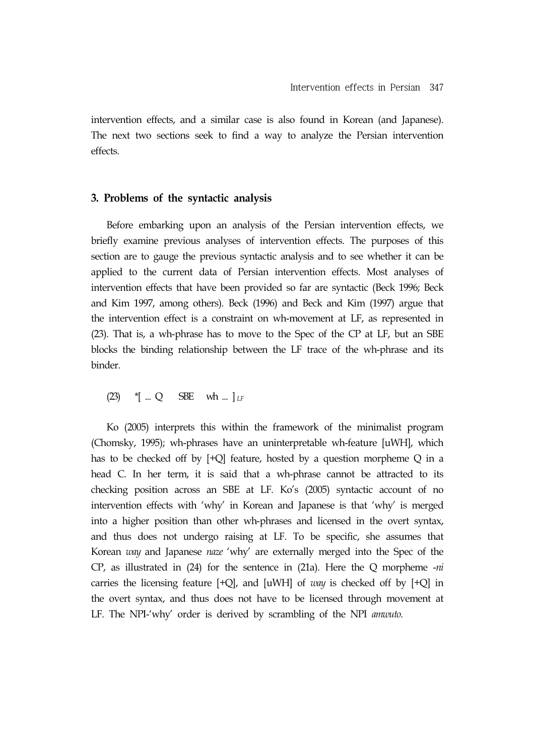intervention effects, and a similar case is also found in Korean (and Japanese). The next two sections seek to find a way to analyze the Persian intervention effects.

## 3. Problems of the syntactic analysis

Before embarking upon an analysis of the Persian intervention effects, we briefly examine previous analyses of intervention effects. The purposes of this section are to gauge the previous syntactic analysis and to see whether it can be applied to the current data of Persian intervention effects. Most analyses of intervention effects that have been provided so far are syntactic (Beck 1996; Beck and Kim 1997, among others). Beck (1996) and Beck and Kim (1997) argue that the intervention effect is a constraint on wh-movement at LF, as represented in (23). That is, a wh-phrase has to move to the Spec of the CP at LF, but an SBE blocks the binding relationship between the LF trace of the wh-phrase and its binder.

(23) *[ ... Q SBE wh ... ]$_{LF}$

Ko (2005) interprets this within the framework of the minimalist program (Chomsky, 1995); wh-phrases have an uninterpretable wh-feature [uWH], which has to be checked off by [+Q] feature, hosted by a question morpheme Q in a head C. In her term, it is said that a wh-phrase cannot be attracted to its checking position across an SBE at LF. Ko's (2005) syntactic account of no intervention effects with 'why' in Korean and Japanese is that 'why' is merged into a higher position than other wh-phrases and licensed in the overt syntax, and thus does not undergo raising at LF. To be specific, she assumes that Korean *way* and Japanese *naze* 'why' are externally merged into the Spec of the CP, as illustrated in (24) for the sentence in (21a). Here the Q morpheme -*ni* carries the licensing feature [+Q], and [uWH] of *way* is checked off by [+Q] in the overt syntax, and thus does not have to be licensed through movement at LF. The NPI-'why' order is derived by scrambling of the NPI *amwuto*.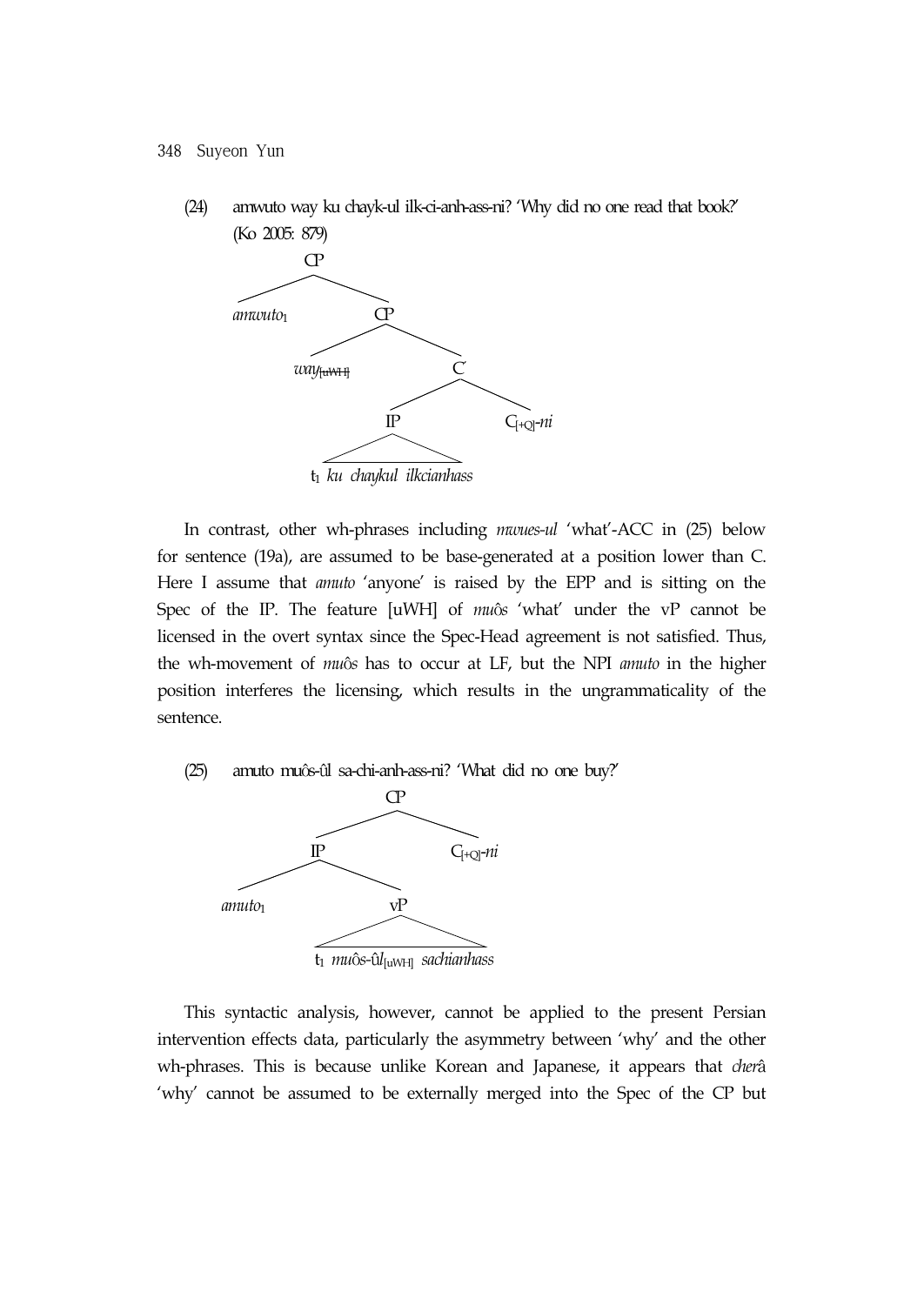(24) amwuto way ku chayk-ul ilk-ci-anh-ass-ni? 'Why did no one read that book?' (Ko 2005: 879)

```
                CP
               /  \
        amwuto1    CP
                  /  \
          way[uWH]    C'
                     /  \
                   IP    C[+Q]-ni
                   /\
   t1 ku chaykul ilkcianhass
```

In contrast, other wh-phrases including *mwues-ul* 'what'-ACC in (25) below for sentence (19a), are assumed to be base-generated at a position lower than C. Here I assume that *amuto* 'anyone' is raised by the EPP and is sitting on the Spec of the IP. The feature [uWH] of *muôs* 'what' under the vP cannot be licensed in the overt syntax since the Spec-Head agreement is not satisfied. Thus, the wh-movement of *muôs* has to occur at LF, but the NPI *amuto* in the higher position interferes the licensing, which results in the ungrammaticality of the sentence.

(25) amuto muôs-ûl sa-chi-anh-ass-ni? 'What did no one buy?'

```
                 CP
                /  \
              IP    C[+Q]-ni
             /  \
       amuto1    vP
                 /\
   t1 muôs-ûl[uWH] sachianhass
```

This syntactic analysis, however, cannot be applied to the present Persian intervention effects data, particularly the asymmetry between 'why' and the other wh-phrases. This is because unlike Korean and Japanese, it appears that *cherâ* 'why' cannot be assumed to be externally merged into the Spec of the CP but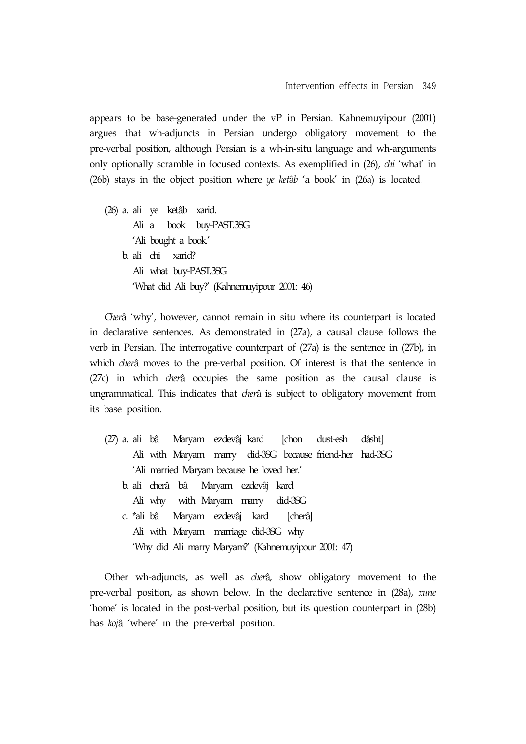appears to be base-generated under the vP in Persian. Kahnemuyipour (2001) argues that wh-adjuncts in Persian undergo obligatory movement to the pre-verbal position, although Persian is a wh-in-situ language and wh-arguments only optionally scramble in focused contexts. As exemplified in (26), *chi* 'what' in (26b) stays in the object position where *ye ketâb* 'a book' in (26a) is located.

(26) a. ali ye ketâb xarid.
   Ali a book buy-PAST.3SG
   'Ali bought a book.'
  b. ali chi xarid?
   Ali what buy-PAST.3SG
   'What did Ali buy?' (Kahnemuyipour 2001: 46)

*Cherâ* 'why', however, cannot remain in situ where its counterpart is located in declarative sentences. As demonstrated in (27a), a causal clause follows the verb in Persian. The interrogative counterpart of (27a) is the sentence in (27b), in which *cherâ* moves to the pre-verbal position. Of interest is that the sentence in (27c) in which *cherâ* occupies the same position as the causal clause is ungrammatical. This indicates that *cherâ* is subject to obligatory movement from its base position.

(27) a. ali bâ Maryam ezdevâj kard [chon dust-esh dâsht]
   Ali with Maryam marry did-3SG because friend-her had-3SG
   'Ali married Maryam because he loved her.'
  b. ali cherâ bâ Maryam ezdevâj kard
   Ali why with Maryam marry did-3SG
  c. *ali bâ Maryam ezdevâj kard [cherâ]
   Ali with Maryam marriage did-3SG why
   'Why did Ali marry Maryam?' (Kahnemuyipour 2001: 47)

Other wh-adjuncts, as well as *cherâ*, show obligatory movement to the pre-verbal position, as shown below. In the declarative sentence in (28a), *xune* 'home' is located in the post-verbal position, but its question counterpart in (28b) has *kojâ* 'where' in the pre-verbal position.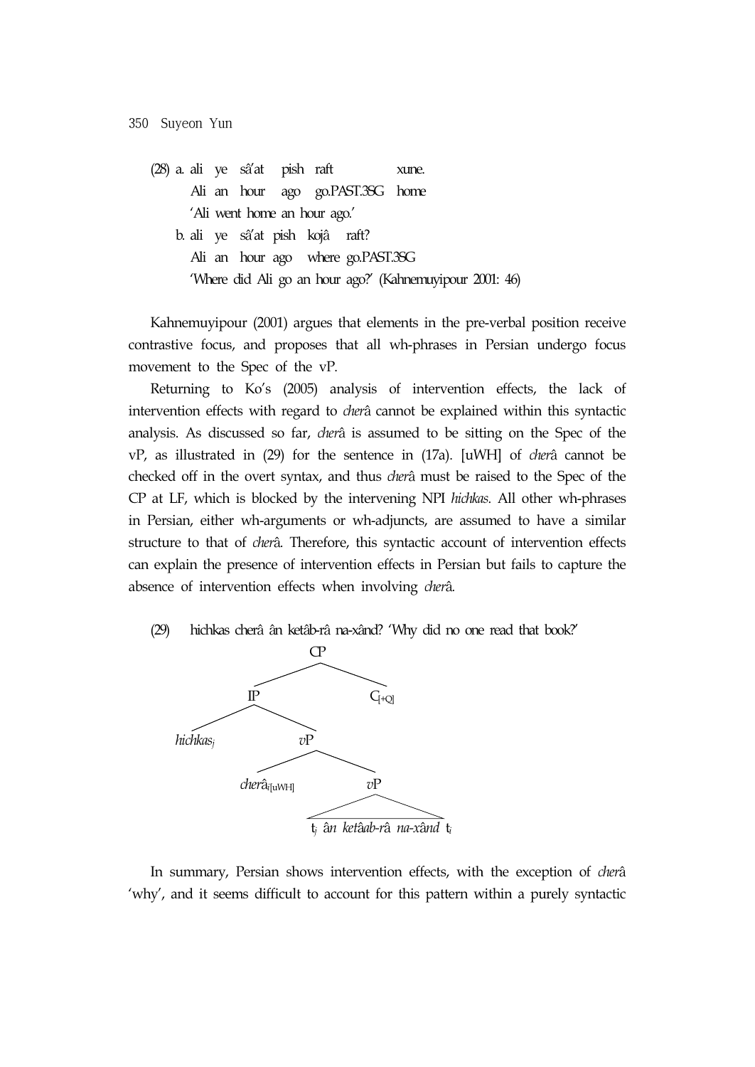(28) a. ali ye sâ'at pish raft xune.
   Ali an hour ago go.PAST.3SG home
   'Ali went home an hour ago.'

  b. ali ye sâ'at pish kojâ raft?
   Ali an hour ago where go.PAST.3SG
   'Where did Ali go an hour ago?' (Kahnemuyipour 2001: 46)

Kahnemuyipour (2001) argues that elements in the pre-verbal position receive contrastive focus, and proposes that all wh-phrases in Persian undergo focus movement to the Spec of the vP.

Returning to Ko's (2005) analysis of intervention effects, the lack of intervention effects with regard to *cherâ* cannot be explained within this syntactic analysis. As discussed so far, *cherâ* is assumed to be sitting on the Spec of the vP, as illustrated in (29) for the sentence in (17a). [uWH] of *cherâ* cannot be checked off in the overt syntax, and thus *cherâ* must be raised to the Spec of the CP at LF, which is blocked by the intervening NPI *hichkas*. All other wh-phrases in Persian, either wh-arguments or wh-adjuncts, are assumed to have a similar structure to that of *cherâ*. Therefore, this syntactic account of intervention effects can explain the presence of intervention effects in Persian but fails to capture the absence of intervention effects when involving *cherâ*.

(29) hichkas cherâ ân ketâb-râ na-xând? 'Why did no one read that book?'

```
                CP
              /    \
            IP      C[+Q]
          /    \
   hichkas_j    vP
              /    \
   cherâ_i[uWH]     vP
                    |
        t_j ân ketâab-râ na-xând t_i
```

In summary, Persian shows intervention effects, with the exception of *cherâ* 'why', and it seems difficult to account for this pattern within a purely syntactic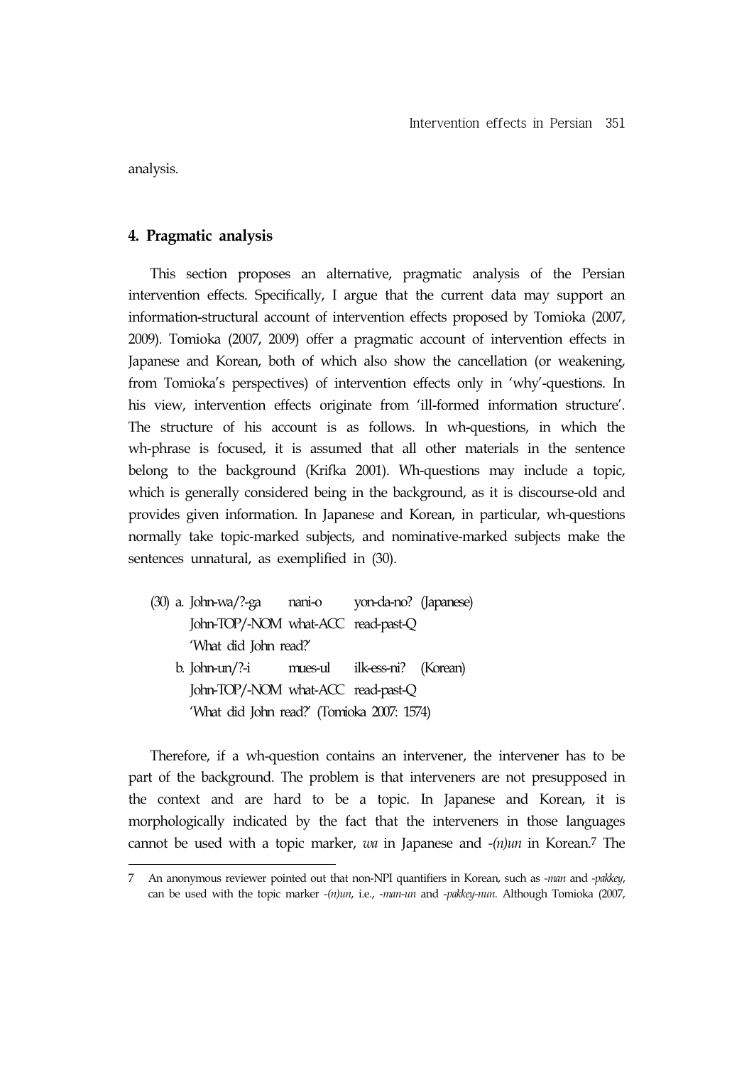analysis.

## 4. Pragmatic analysis

This section proposes an alternative, pragmatic analysis of the Persian intervention effects. Specifically, I argue that the current data may support an information-structural account of intervention effects proposed by Tomioka (2007, 2009). Tomioka (2007, 2009) offer a pragmatic account of intervention effects in Japanese and Korean, both of which also show the cancellation (or weakening, from Tomioka's perspectives) of intervention effects only in 'why'-questions. In his view, intervention effects originate from 'ill-formed information structure'. The structure of his account is as follows. In wh-questions, in which the wh-phrase is focused, it is assumed that all other materials in the sentence belong to the background (Krifka 2001). Wh-questions may include a topic, which is generally considered being in the background, as it is discourse-old and provides given information. In Japanese and Korean, in particular, wh-questions normally take topic-marked subjects, and nominative-marked subjects make the sentences unnatural, as exemplified in (30).

(30) a. John-wa/?-ga nani-o yon-da-no? (Japanese)
John-TOP/-NOM what-ACC read-past-Q
'What did John read?'
b. John-un/?-i mues-ul ilk-ess-ni? (Korean)
John-TOP/-NOM what-ACC read-past-Q
'What did John read?' (Tomioka 2007: 1574)

Therefore, if a wh-question contains an intervener, the intervener has to be part of the background. The problem is that interveners are not presupposed in the context and are hard to be a topic. In Japanese and Korean, it is morphologically indicated by the fact that the interveners in those languages cannot be used with a topic marker, *wa* in Japanese and *-(n)un* in Korean.[7] The

---

7 An anonymous reviewer pointed out that non-NPI quantifiers in Korean, such as *-man* and *-pakkey*, can be used with the topic marker *-(n)un*, i.e., *-man-un* and *-pakkey-nun*. Although Tomioka (2007,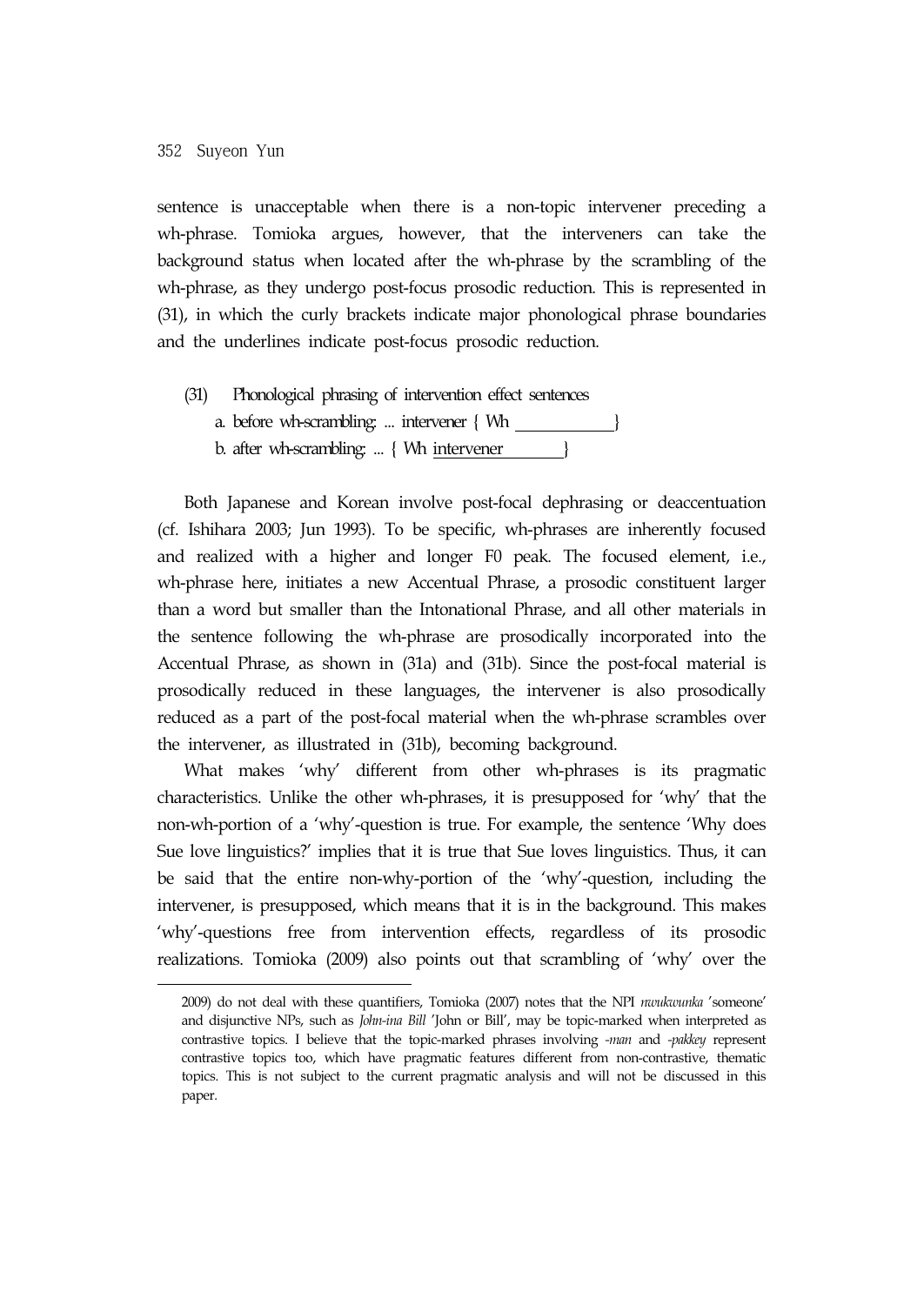sentence is unacceptable when there is a non-topic intervener preceding a wh-phrase. Tomioka argues, however, that the interveners can take the background status when located after the wh-phrase by the scrambling of the wh-phrase, as they undergo post-focus prosodic reduction. This is represented in (31), in which the curly brackets indicate major phonological phrase boundaries and the underlines indicate post-focus prosodic reduction.

(31) Phonological phrasing of intervention effect sentences
 a. before wh-scrambling: ... intervener { Wh ____________}
 b. after wh-scrambling: ... { Wh <u>intervener</u> ________}

Both Japanese and Korean involve post-focal dephrasing or deaccentuation (cf. Ishihara 2003; Jun 1993). To be specific, wh-phrases are inherently focused and realized with a higher and longer F0 peak. The focused element, i.e., wh-phrase here, initiates a new Accentual Phrase, a prosodic constituent larger than a word but smaller than the Intonational Phrase, and all other materials in the sentence following the wh-phrase are prosodically incorporated into the Accentual Phrase, as shown in (31a) and (31b). Since the post-focal material is prosodically reduced in these languages, the intervener is also prosodically reduced as a part of the post-focal material when the wh-phrase scrambles over the intervener, as illustrated in (31b), becoming background.

What makes 'why' different from other wh-phrases is its pragmatic characteristics. Unlike the other wh-phrases, it is presupposed for 'why' that the non-wh-portion of a 'why'-question is true. For example, the sentence 'Why does Sue love linguistics?' implies that it is true that Sue loves linguistics. Thus, it can be said that the entire non-why-portion of the 'why'-question, including the intervener, is presupposed, which means that it is in the background. This makes 'why'-questions free from intervention effects, regardless of its prosodic realizations. Tomioka (2009) also points out that scrambling of 'why' over the

---

2009) do not deal with these quantifiers, Tomioka (2007) notes that the NPI *nwukwunka* 'someone' and disjunctive NPs, such as *John-ina Bill* 'John or Bill', may be topic-marked when interpreted as contrastive topics. I believe that the topic-marked phrases involving *-man* and *-pakkey* represent contrastive topics too, which have pragmatic features different from non-contrastive, thematic topics. This is not subject to the current pragmatic analysis and will not be discussed in this paper.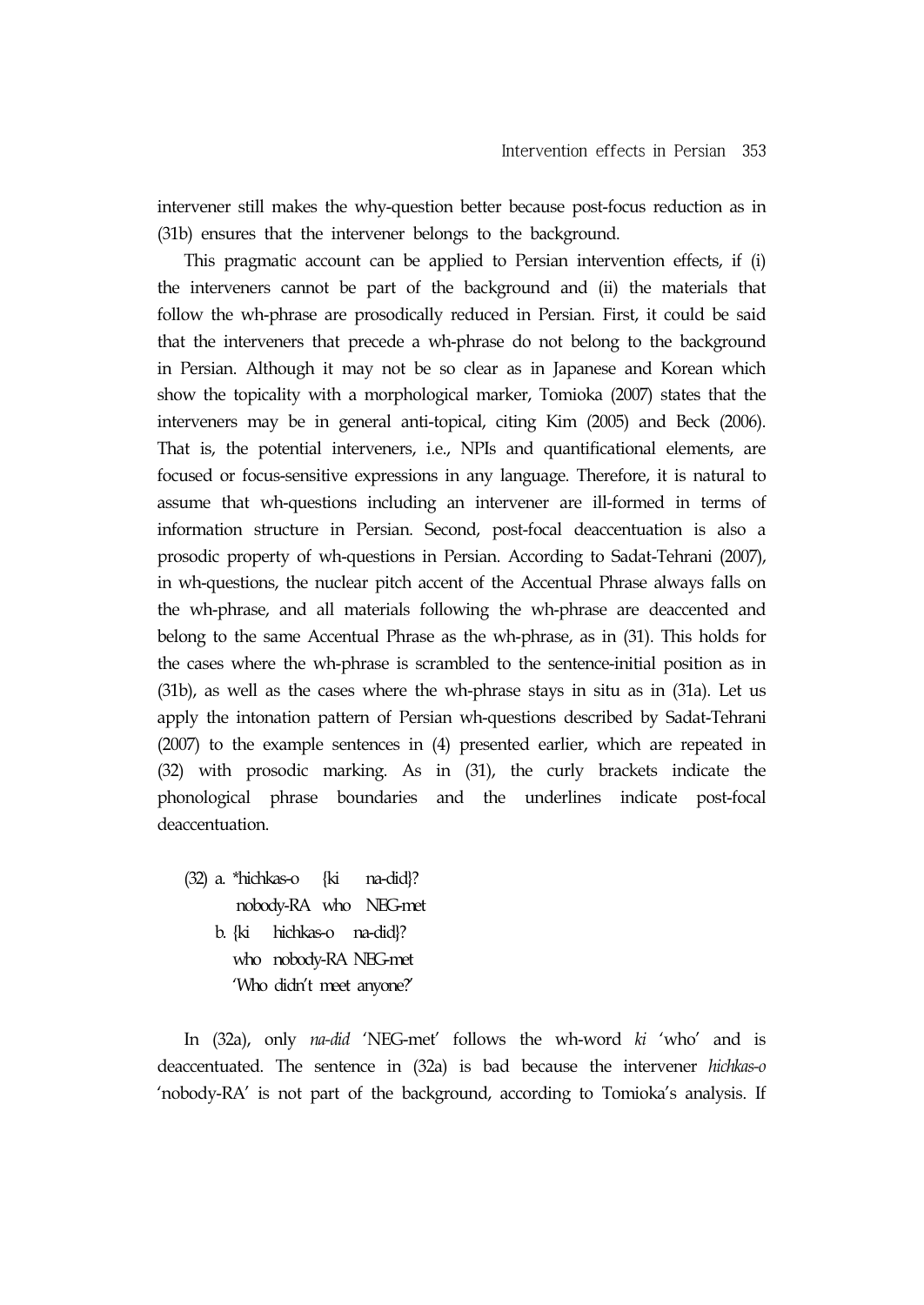intervener still makes the why-question better because post-focus reduction as in (31b) ensures that the intervener belongs to the background.

This pragmatic account can be applied to Persian intervention effects, if (i) the interveners cannot be part of the background and (ii) the materials that follow the wh-phrase are prosodically reduced in Persian. First, it could be said that the interveners that precede a wh-phrase do not belong to the background in Persian. Although it may not be so clear as in Japanese and Korean which show the topicality with a morphological marker, Tomioka (2007) states that the interveners may be in general anti-topical, citing Kim (2005) and Beck (2006). That is, the potential interveners, i.e., NPIs and quantificational elements, are focused or focus-sensitive expressions in any language. Therefore, it is natural to assume that wh-questions including an intervener are ill-formed in terms of information structure in Persian. Second, post-focal deaccentuation is also a prosodic property of wh-questions in Persian. According to Sadat-Tehrani (2007), in wh-questions, the nuclear pitch accent of the Accentual Phrase always falls on the wh-phrase, and all materials following the wh-phrase are deaccented and belong to the same Accentual Phrase as the wh-phrase, as in (31). This holds for the cases where the wh-phrase is scrambled to the sentence-initial position as in (31b), as well as the cases where the wh-phrase stays in situ as in (31a). Let us apply the intonation pattern of Persian wh-questions described by Sadat-Tehrani (2007) to the example sentences in (4) presented earlier, which are repeated in (32) with prosodic marking. As in (31), the curly brackets indicate the phonological phrase boundaries and the underlines indicate post-focal deaccentuation.

(32) a. *hichkas-o {ki na-did}?
   nobody-RA who NEG-met

   b. {ki hichkas-o na-did}?
   who nobody-RA NEG-met
   'Who didn't meet anyone?'

In (32a), only *na-did* 'NEG-met' follows the wh-word *ki* 'who' and is deaccentuated. The sentence in (32a) is bad because the intervener *hichkas-o* 'nobody-RA' is not part of the background, according to Tomioka's analysis. If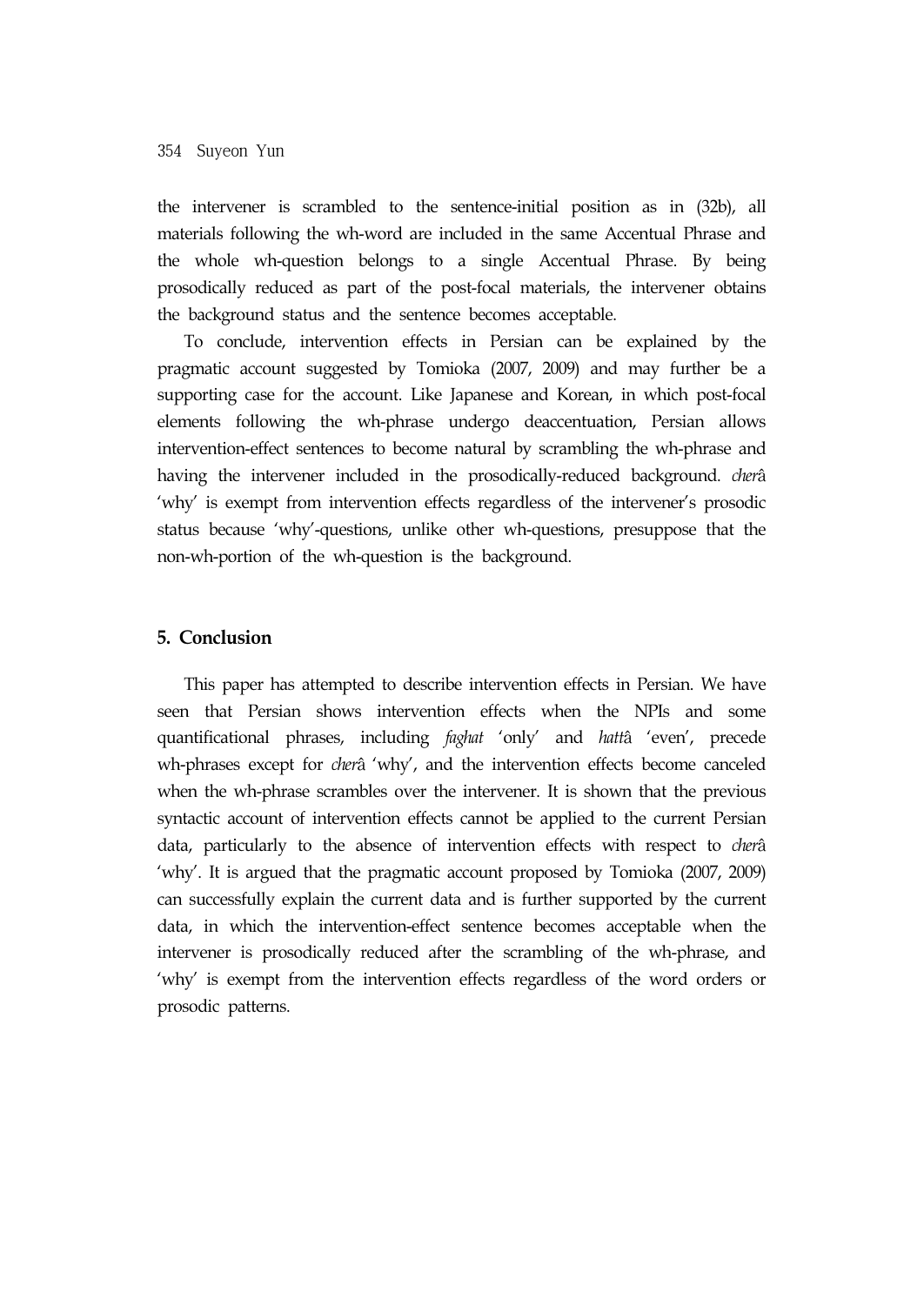the intervener is scrambled to the sentence-initial position as in (32b), all materials following the wh-word are included in the same Accentual Phrase and the whole wh-question belongs to a single Accentual Phrase. By being prosodically reduced as part of the post-focal materials, the intervener obtains the background status and the sentence becomes acceptable.

To conclude, intervention effects in Persian can be explained by the pragmatic account suggested by Tomioka (2007, 2009) and may further be a supporting case for the account. Like Japanese and Korean, in which post-focal elements following the wh-phrase undergo deaccentuation, Persian allows intervention-effect sentences to become natural by scrambling the wh-phrase and having the intervener included in the prosodically-reduced background. *cherâ* 'why' is exempt from intervention effects regardless of the intervener's prosodic status because 'why'-questions, unlike other wh-questions, presuppose that the non-wh-portion of the wh-question is the background.

## 5. Conclusion

This paper has attempted to describe intervention effects in Persian. We have seen that Persian shows intervention effects when the NPIs and some quantificational phrases, including *faghat* 'only' and *hattâ* 'even', precede wh-phrases except for *cherâ* 'why', and the intervention effects become canceled when the wh-phrase scrambles over the intervener. It is shown that the previous syntactic account of intervention effects cannot be applied to the current Persian data, particularly to the absence of intervention effects with respect to *cherâ* 'why'. It is argued that the pragmatic account proposed by Tomioka (2007, 2009) can successfully explain the current data and is further supported by the current data, in which the intervention-effect sentence becomes acceptable when the intervener is prosodically reduced after the scrambling of the wh-phrase, and 'why' is exempt from the intervention effects regardless of the word orders or prosodic patterns.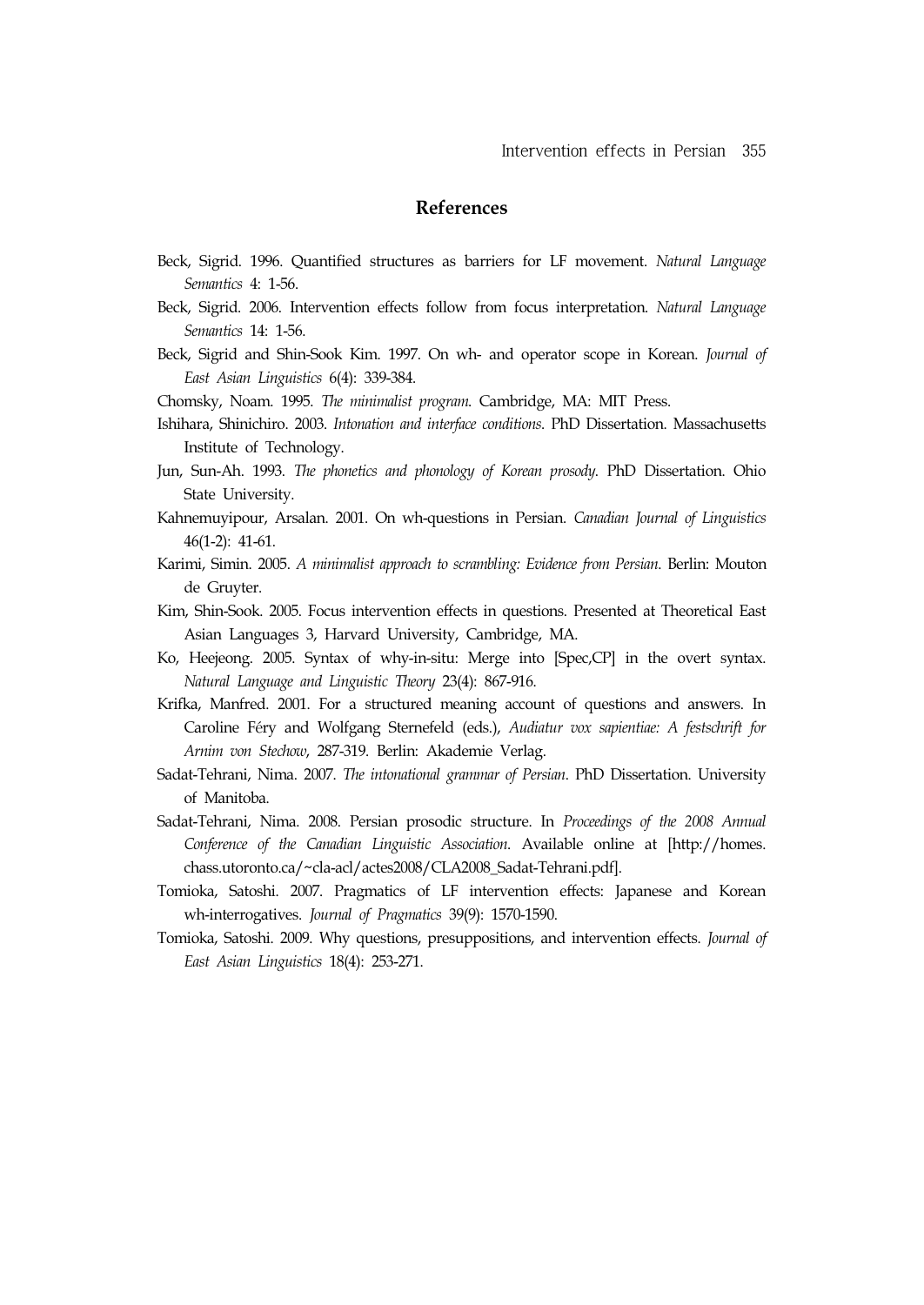## References

Beck, Sigrid. 1996. Quantified structures as barriers for LF movement. *Natural Language Semantics* 4: 1-56.

Beck, Sigrid. 2006. Intervention effects follow from focus interpretation. *Natural Language Semantics* 14: 1-56.

Beck, Sigrid and Shin-Sook Kim. 1997. On wh- and operator scope in Korean. *Journal of East Asian Linguistics* 6(4): 339-384.

Chomsky, Noam. 1995. *The minimalist program*. Cambridge, MA: MIT Press.

Ishihara, Shinichiro. 2003. *Intonation and interface conditions*. PhD Dissertation. Massachusetts Institute of Technology.

Jun, Sun-Ah. 1993. *The phonetics and phonology of Korean prosody*. PhD Dissertation. Ohio State University.

Kahnemuyipour, Arsalan. 2001. On wh-questions in Persian. *Canadian Journal of Linguistics* 46(1-2): 41-61.

Karimi, Simin. 2005. *A minimalist approach to scrambling: Evidence from Persian*. Berlin: Mouton de Gruyter.

Kim, Shin-Sook. 2005. Focus intervention effects in questions. Presented at Theoretical East Asian Languages 3, Harvard University, Cambridge, MA.

Ko, Heejeong. 2005. Syntax of why-in-situ: Merge into [Spec,CP] in the overt syntax. *Natural Language and Linguistic Theory* 23(4): 867-916.

Krifka, Manfred. 2001. For a structured meaning account of questions and answers. In Caroline Féry and Wolfgang Sternefeld (eds.), *Audiatur vox sapientiae: A festschrift for Arnim von Stechow*, 287-319. Berlin: Akademie Verlag.

Sadat-Tehrani, Nima. 2007. *The intonational grammar of Persian*. PhD Dissertation. University of Manitoba.

Sadat-Tehrani, Nima. 2008. Persian prosodic structure. In *Proceedings of the 2008 Annual Conference of the Canadian Linguistic Association*. Available online at [http://homes.chass.utoronto.ca/~cla-acl/actes2008/CLA2008_Sadat-Tehrani.pdf].

Tomioka, Satoshi. 2007. Pragmatics of LF intervention effects: Japanese and Korean wh-interrogatives. *Journal of Pragmatics* 39(9): 1570-1590.

Tomioka, Satoshi. 2009. Why questions, presuppositions, and intervention effects. *Journal of East Asian Linguistics* 18(4): 253-271.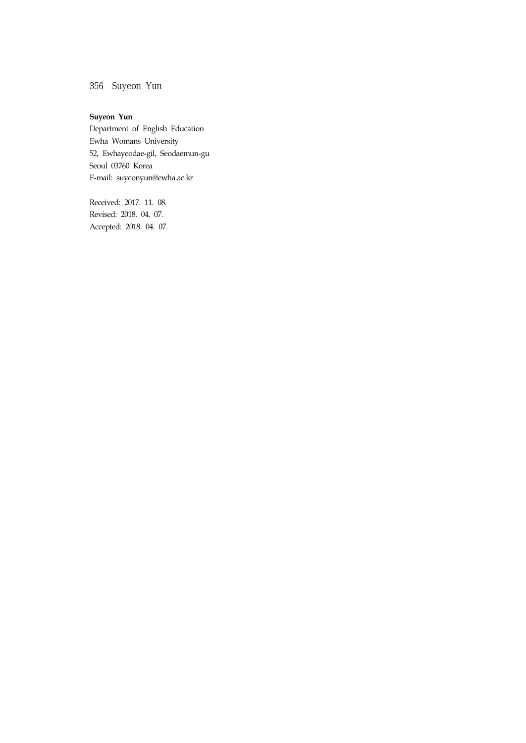**Suyeon Yun**
Department of English Education
Ewha Womans University
52, Ewhayeodae-gil, Seodaemun-gu
Seoul 03760 Korea
E-mail: suyeonyun@ewha.ac.kr

Received: 2017. 11. 08.
Revised: 2018. 04. 07.
Accepted: 2018. 04. 07.